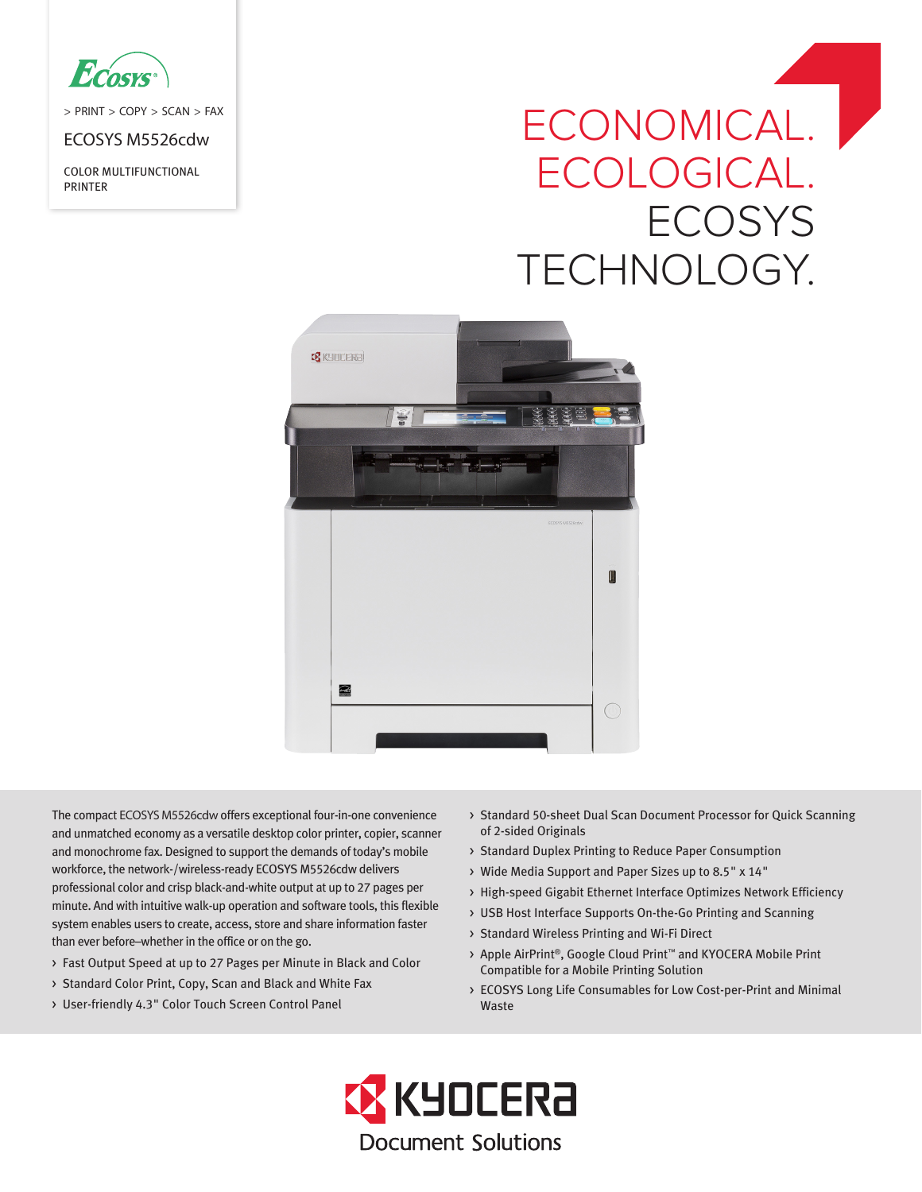Ecosys

> PRINT > COPY > SCAN > FAX

ECOSYS M5526cdw

COLOR MULTIFUNCTIONAL PRINTER

# ECONOMICAL. ECOLOGICAL. ECOSYS TECHNOLOGY.

The compact ECOSYS M5526cdw offers exceptional four-in-one convenience and unmatched economy as a versatile desktop color printer, copier, scanner and monochrome fax. Designed to support the demands of today's mobile workforce, the network-/wireless-ready ECOSYS M5526cdw delivers professional color and crisp black-and-white output at up to 27 pages per minute. And with intuitive walk-up operation and software tools, this flexible system enables users to create, access, store and share information faster than ever before–whether in the office or on the go.

- Fast Output Speed at up to 27 Pages per Minute in Black and Color
- Standard Color Print, Copy, Scan and Black and White Fax
- User-friendly 4.3" Color Touch Screen Control Panel
- Standard 50-sheet Dual Scan Document Processor for Quick Scanning of 2-sided Originals
- Standard Duplex Printing to Reduce Paper Consumption
- Wide Media Support and Paper Sizes up to 8.5" x 14"
- High-speed Gigabit Ethernet Interface Optimizes Network Efficiency
- USB Host Interface Supports On-the-Go Printing and Scanning
- Standard Wireless Printing and Wi-Fi Direct
- Apple AirPrint®, Google Cloud Print™ and KYOCERA Mobile Print Compatible for a Mobile Printing Solution
- ECOSYS Long Life Consumables for Low Cost-per-Print and Minimal Waste

KYOCERA Document Solutions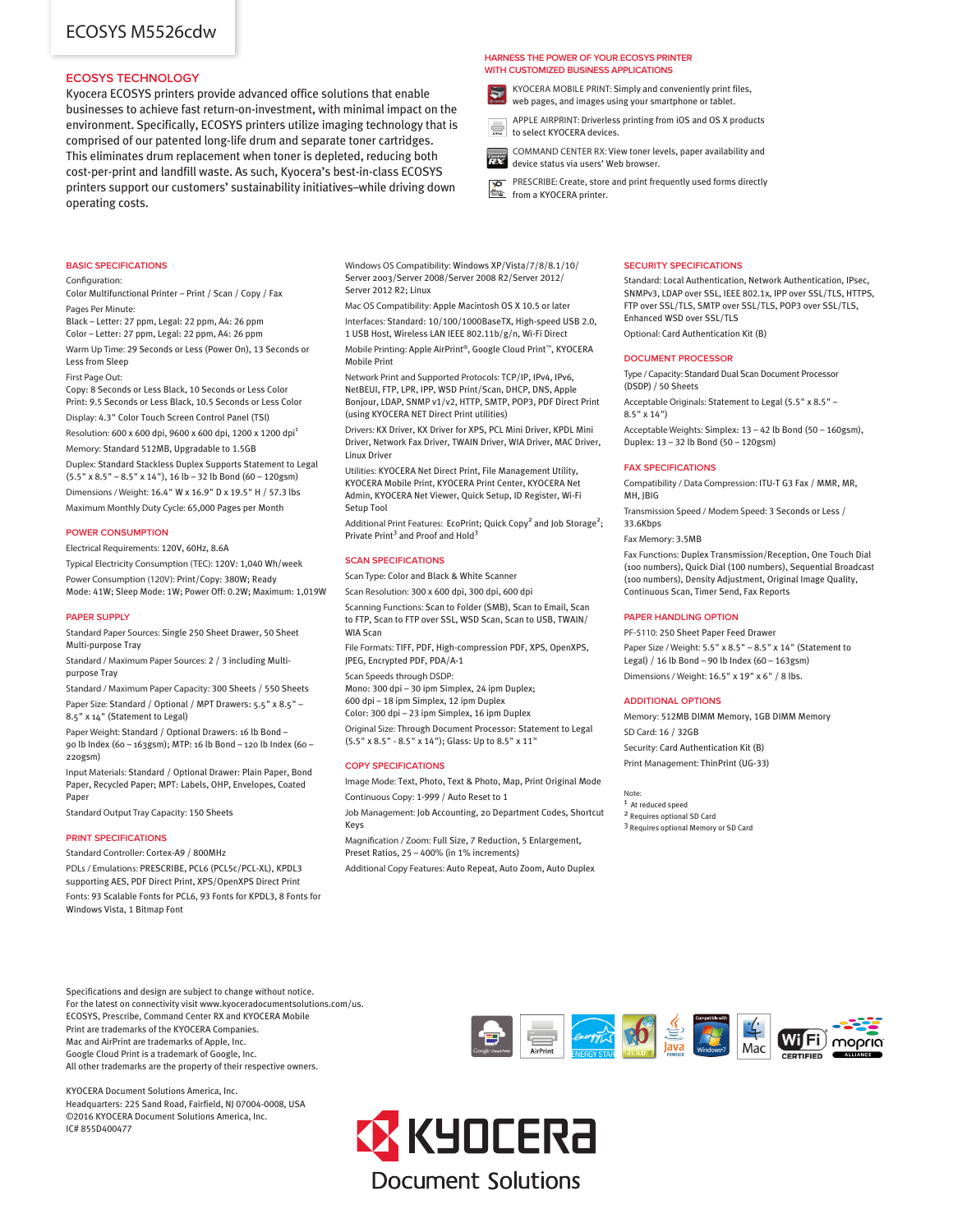# ECOSYS M5526cdw

## ECOSYS TECHNOLOGY

Kyocera ECOSYS printers provide advanced office solutions that enable businesses to achieve fast return-on-investment, with minimal impact on the environment. Specifically, ECOSYS printers utilize imaging technology that is comprised of our patented long-life drum and separate toner cartridges. This eliminates drum replacement when toner is depleted, reducing both cost-per-print and landfill waste. As such, Kyocera's best-in-class ECOSYS printers support our customers' sustainability initiatives–while driving down operating costs.

## HARNESS THE POWER OF YOUR ECOSYS PRINTER WITH CUSTOMIZED BUSINESS APPLICATIONS

KYOCERA MOBILE PRINT: Simply and conveniently print files, web pages, and images using your smartphone or tablet.

APPLE AIRPRINT: Driverless printing from iOS and OS X products to select KYOCERA devices.

COMMAND CENTER RX: View toner levels, paper availability and device status via users' Web browser.

PRESCRIBE: Create, store and print frequently used forms directly from a KYOCERA printer.

### BASIC SPECIFICATIONS

Configuration:
Color Multifunctional Printer – Print / Scan / Copy / Fax

Pages Per Minute:
Black – Letter: 27 ppm, Legal: 22 ppm, A4: 26 ppm
Color – Letter: 27 ppm, Legal: 22 ppm, A4: 26 ppm

Warm Up Time: 29 Seconds or Less (Power On), 13 Seconds or Less from Sleep

First Page Out:
Copy: 8 Seconds or Less Black, 10 Seconds or Less Color
Print: 9.5 Seconds or Less Black, 10.5 Seconds or Less Color

Display: 4.3" Color Touch Screen Control Panel (TSI)

Resolution: 600 x 600 dpi, 9600 x 600 dpi, 1200 x 1200 dpi[1]

Memory: Standard 512MB, Upgradable to 1.5GB

Duplex: Standard Stackless Duplex Supports Statement to Legal (5.5" x 8.5" – 8.5" x 14"), 16 lb – 32 lb Bond (60 – 120gsm)

Dimensions / Weight: 16.4" W x 16.9" D x 19.5" H / 57.3 lbs

Maximum Monthly Duty Cycle: 65,000 Pages per Month

### POWER CONSUMPTION

Electrical Requirements: 120V, 60Hz, 8.6A

Typical Electricity Consumption (TEC): 120V: 1,040 Wh/week

Power Consumption (120V): Print/Copy: 380W; Ready Mode: 41W; Sleep Mode: 1W; Power Off: 0.2W; Maximum: 1,019W

### PAPER SUPPLY

Standard Paper Sources: Single 250 Sheet Drawer, 50 Sheet Multi-purpose Tray

Standard / Maximum Paper Sources: 2 / 3 including Multi-purpose Tray

Standard / Maximum Paper Capacity: 300 Sheets / 550 Sheets

Paper Size: Standard / Optional / MPT Drawers: 5.5" x 8.5" – 8.5" x 14" (Statement to Legal)

Paper Weight: Standard / Optional Drawers: 16 lb Bond – 90 lb Index (60 – 163gsm); MTP: 16 lb Bond – 120 lb Index (60 – 220gsm)

Input Materials: Standard / Optional Drawer: Plain Paper, Bond Paper, Recycled Paper; MPT: Labels, OHP, Envelopes, Coated Paper

Standard Output Tray Capacity: 150 Sheets

### PRINT SPECIFICATIONS

Standard Controller: Cortex-A9 / 800MHz

PDLs / Emulations: PRESCRIBE, PCL6 (PCL5c/PCL-XL), KPDL3 supporting AES, PDF Direct Print, XPS/OpenXPS Direct Print

Fonts: 93 Scalable Fonts for PCL6, 93 Fonts for KPDL3, 8 Fonts for Windows Vista, 1 Bitmap Font

Windows OS Compatibility: Windows XP/Vista/7/8/8.1/10/ Server 2003/Server 2008/Server 2008 R2/Server 2012/ Server 2012 R2; Linux

Mac OS Compatibility: Apple Macintosh OS X 10.5 or later

Interfaces: Standard: 10/100/1000BaseTX, High-speed USB 2.0, 1 USB Host, Wireless LAN IEEE 802.11b/g/n, Wi-Fi Direct

Mobile Printing: Apple AirPrint®, Google Cloud Print™, KYOCERA Mobile Print

Network Print and Supported Protocols: TCP/IP, IPv4, IPv6, NetBEUI, FTP, LPR, IPP, WSD Print/Scan, DHCP, DNS, Apple Bonjour, LDAP, SNMP v1/v2, HTTP, SMTP, POP3, PDF Direct Print (using KYOCERA NET Direct Print utilities)

Drivers: KX Driver, KX Driver for XPS, PCL Mini Driver, KPDL Mini Driver, Network Fax Driver, TWAIN Driver, WIA Driver, MAC Driver, Linux Driver

Utilities: KYOCERA Net Direct Print, File Management Utility, KYOCERA Mobile Print, KYOCERA Print Center, KYOCERA Net Admin, KYOCERA Net Viewer, Quick Setup, ID Register, Wi-Fi Setup Tool

Additional Print Features: EcoPrint; Quick Copy[2] and Job Storage[2]; Private Print[3] and Proof and Hold[3]

### SCAN SPECIFICATIONS

Scan Type: Color and Black & White Scanner

Scan Resolution: 300 x 600 dpi, 300 dpi, 600 dpi

Scanning Functions: Scan to Folder (SMB), Scan to Email, Scan to FTP, Scan to FTP over SSL, WSD Scan, Scan to USB, TWAIN/ WIA Scan

File Formats: TIFF, PDF, High-compression PDF, XPS, OpenXPS, JPEG, Encrypted PDF, PDA/A-1

Scan Speeds through DSDP:
Mono: 300 dpi – 30 ipm Simplex, 24 ipm Duplex;
600 dpi – 18 ipm Simplex, 12 ipm Duplex
Color: 300 dpi – 23 ipm Simplex, 16 ipm Duplex

Original Size: Through Document Processor: Statement to Legal (5.5" x 8.5" - 8.5" x 14"); Glass: Up to 8.5" x 11"

### COPY SPECIFICATIONS

Image Mode: Text, Photo, Text & Photo, Map, Print Original Mode

Continuous Copy: 1-999 / Auto Reset to 1

Job Management: Job Accounting, 20 Department Codes, Shortcut Keys

Magnification / Zoom: Full Size, 7 Reduction, 5 Enlargement, Preset Ratios, 25 – 400% (in 1% increments)

Additional Copy Features: Auto Repeat, Auto Zoom, Auto Duplex

### SECURITY SPECIFICATIONS

Standard: Local Authentication, Network Authentication, IPsec, SNMPv3, LDAP over SSL, IEEE 802.1x, IPP over SSL/TLS, HTTPS, FTP over SSL/TLS, SMTP over SSL/TLS, POP3 over SSL/TLS, Enhanced WSD over SSL/TLS

Optional: Card Authentication Kit (B)

### DOCUMENT PROCESSOR

Type / Capacity: Standard Dual Scan Document Processor (DSDP) / 50 Sheets

Acceptable Originals: Statement to Legal (5.5" x 8.5" – 8.5" x 14")

Acceptable Weights: Simplex: 13 – 42 lb Bond (50 – 160gsm), Duplex: 13 – 32 lb Bond (50 – 120gsm)

### FAX SPECIFICATIONS

Compatibility / Data Compression: ITU-T G3 Fax / MMR, MR, MH, JBIG

Transmission Speed / Modem Speed: 3 Seconds or Less / 33.6Kbps

Fax Memory: 3.5MB

Fax Functions: Duplex Transmission/Reception, One Touch Dial (100 numbers), Quick Dial (100 numbers), Sequential Broadcast (100 numbers), Density Adjustment, Original Image Quality, Continuous Scan, Timer Send, Fax Reports

### PAPER HANDLING OPTION

PF-5110: 250 Sheet Paper Feed Drawer

Paper Size / Weight: 5.5" x 8.5" – 8.5" x 14" (Statement to Legal) / 16 lb Bond – 90 lb Index (60 – 163gsm)

Dimensions / Weight: 16.5" x 19" x 6" / 8 lbs.

### ADDITIONAL OPTIONS

Memory: 512MB DIMM Memory, 1GB DIMM Memory

SD Card: 16 / 32GB

Security: Card Authentication Kit (B)

Print Management: ThinPrint (UG-33)

Note:
[1] At reduced speed
[2] Requires optional SD Card
[3] Requires optional Memory or SD Card

Specifications and design are subject to change without notice.
For the latest on connectivity visit www.kyoceradocumentsolutions.com/us.
ECOSYS, Prescribe, Command Center RX and KYOCERA Mobile Print are trademarks of the KYOCERA Companies.
Mac and AirPrint are trademarks of Apple, Inc.
Google Cloud Print is a trademark of Google, Inc.
All other trademarks are the property of their respective owners.

KYOCERA Document Solutions America, Inc.
Headquarters: 225 Sand Road, Fairfield, NJ 07004-0008, USA
©2016 KYOCERA Document Solutions America, Inc.
IC# 855D400477

KYOCERA Document Solutions